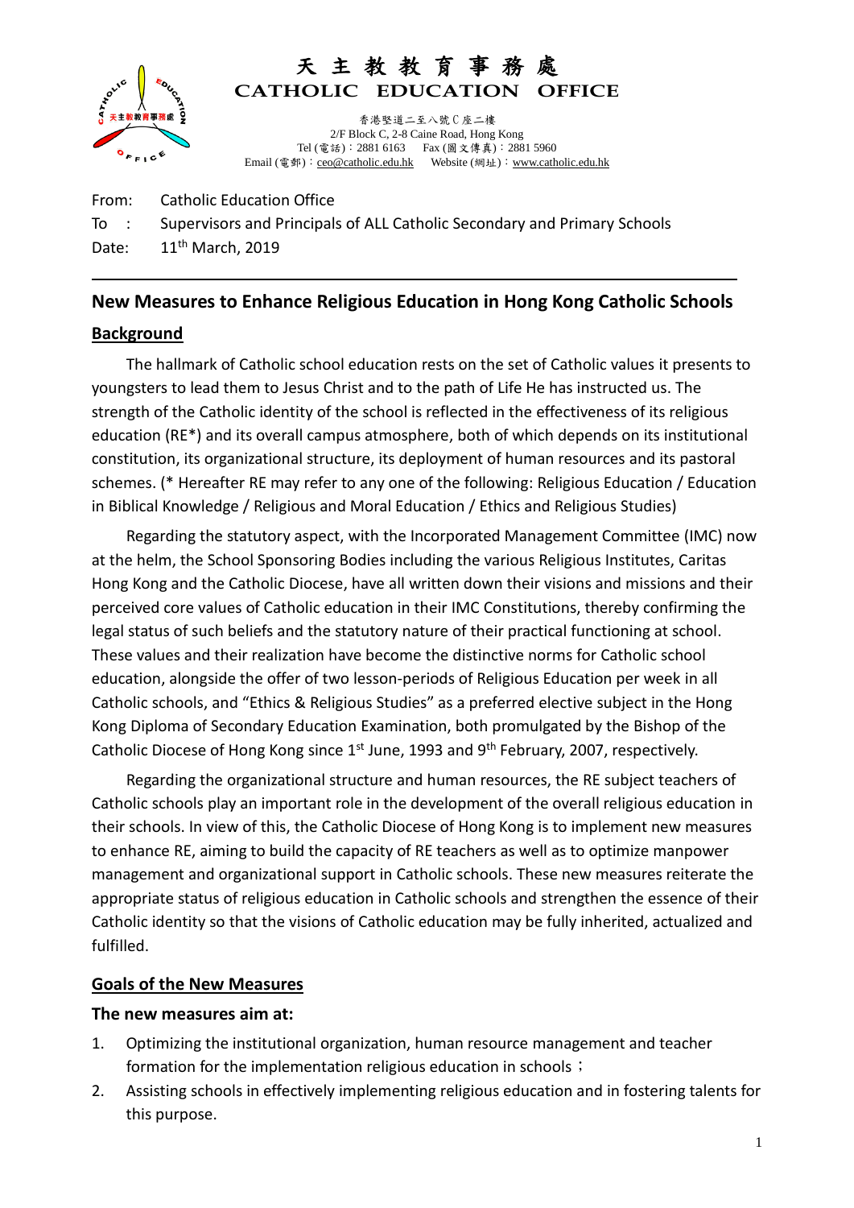# 天 主 教 教 育 事 務 處

# CATHOLIC EDUCATION OFFICE

香港堅道二至八號Ｃ座二樓
2/F Block C, 2-8 Caine Road, Hong Kong
Tel (電話)：2881 6163  Fax (圖文傳真)：2881 5960
Email (電郵)：ceo@catholic.edu.hk  Website (網址)：www.catholic.edu.hk

From: Catholic Education Office
To : Supervisors and Principals of ALL Catholic Secondary and Primary Schools
Date: 11th March, 2019

---

## New Measures to Enhance Religious Education in Hong Kong Catholic Schools

### Background

The hallmark of Catholic school education rests on the set of Catholic values it presents to youngsters to lead them to Jesus Christ and to the path of Life He has instructed us. The strength of the Catholic identity of the school is reflected in the effectiveness of its religious education (RE*) and its overall campus atmosphere, both of which depends on its institutional constitution, its organizational structure, its deployment of human resources and its pastoral schemes. (* Hereafter RE may refer to any one of the following: Religious Education / Education in Biblical Knowledge / Religious and Moral Education / Ethics and Religious Studies)

Regarding the statutory aspect, with the Incorporated Management Committee (IMC) now at the helm, the School Sponsoring Bodies including the various Religious Institutes, Caritas Hong Kong and the Catholic Diocese, have all written down their visions and missions and their perceived core values of Catholic education in their IMC Constitutions, thereby confirming the legal status of such beliefs and the statutory nature of their practical functioning at school. These values and their realization have become the distinctive norms for Catholic school education, alongside the offer of two lesson-periods of Religious Education per week in all Catholic schools, and "Ethics & Religious Studies" as a preferred elective subject in the Hong Kong Diploma of Secondary Education Examination, both promulgated by the Bishop of the Catholic Diocese of Hong Kong since 1st June, 1993 and 9th February, 2007, respectively.

Regarding the organizational structure and human resources, the RE subject teachers of Catholic schools play an important role in the development of the overall religious education in their schools. In view of this, the Catholic Diocese of Hong Kong is to implement new measures to enhance RE, aiming to build the capacity of RE teachers as well as to optimize manpower management and organizational support in Catholic schools. These new measures reiterate the appropriate status of religious education in Catholic schools and strengthen the essence of their Catholic identity so that the visions of Catholic education may be fully inherited, actualized and fulfilled.

### Goals of the New Measures

**The new measures aim at:**

1. Optimizing the institutional organization, human resource management and teacher formation for the implementation religious education in schools；
2. Assisting schools in effectively implementing religious education and in fostering talents for this purpose.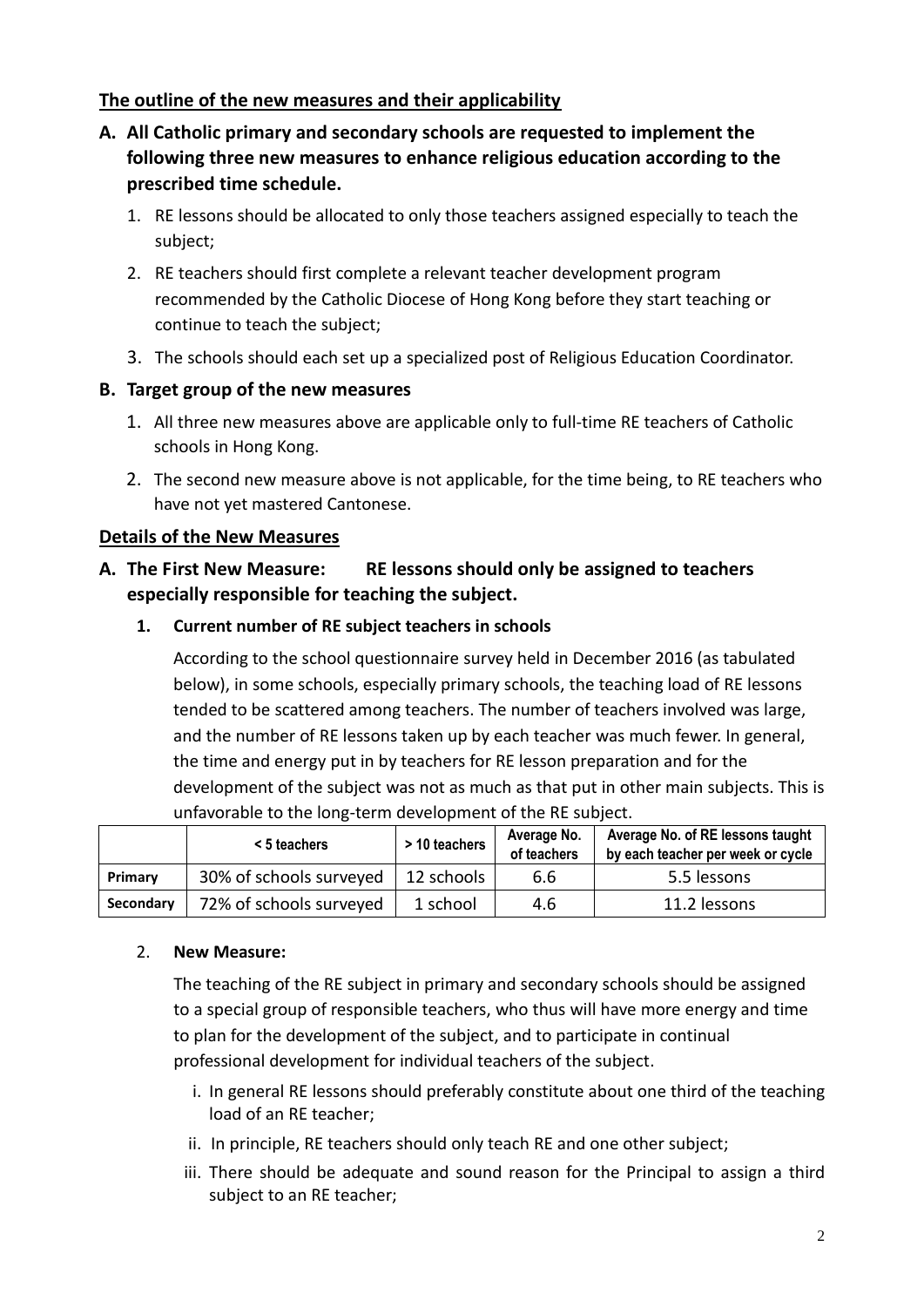**The outline of the new measures and their applicability**

## A. All Catholic primary and secondary schools are requested to implement the following three new measures to enhance religious education according to the prescribed time schedule.

1. RE lessons should be allocated to only those teachers assigned especially to teach the subject;
2. RE teachers should first complete a relevant teacher development program recommended by the Catholic Diocese of Hong Kong before they start teaching or continue to teach the subject;
3. The schools should each set up a specialized post of Religious Education Coordinator.

## B. Target group of the new measures

1. All three new measures above are applicable only to full-time RE teachers of Catholic schools in Hong Kong.
2. The second new measure above is not applicable, for the time being, to RE teachers who have not yet mastered Cantonese.

**Details of the New Measures**

## A. The First New Measure: RE lessons should only be assigned to teachers especially responsible for teaching the subject.

### 1. Current number of RE subject teachers in schools

According to the school questionnaire survey held in December 2016 (as tabulated below), in some schools, especially primary schools, the teaching load of RE lessons tended to be scattered among teachers. The number of teachers involved was large, and the number of RE lessons taken up by each teacher was much fewer. In general, the time and energy put in by teachers for RE lesson preparation and for the development of the subject was not as much as that put in other main subjects. This is unfavorable to the long-term development of the RE subject.

| | < 5 teachers | > 10 teachers | Average No. of teachers | Average No. of RE lessons taught by each teacher per week or cycle |
|---|---|---|---|---|
| **Primary** | 30% of schools surveyed | 12 schools | 6.6 | 5.5 lessons |
| **Secondary** | 72% of schools surveyed | 1 school | 4.6 | 11.2 lessons |

### 2. New Measure:

The teaching of the RE subject in primary and secondary schools should be assigned to a special group of responsible teachers, who thus will have more energy and time to plan for the development of the subject, and to participate in continual professional development for individual teachers of the subject.

i. In general RE lessons should preferably constitute about one third of the teaching load of an RE teacher;

ii. In principle, RE teachers should only teach RE and one other subject;

iii. There should be adequate and sound reason for the Principal to assign a third subject to an RE teacher;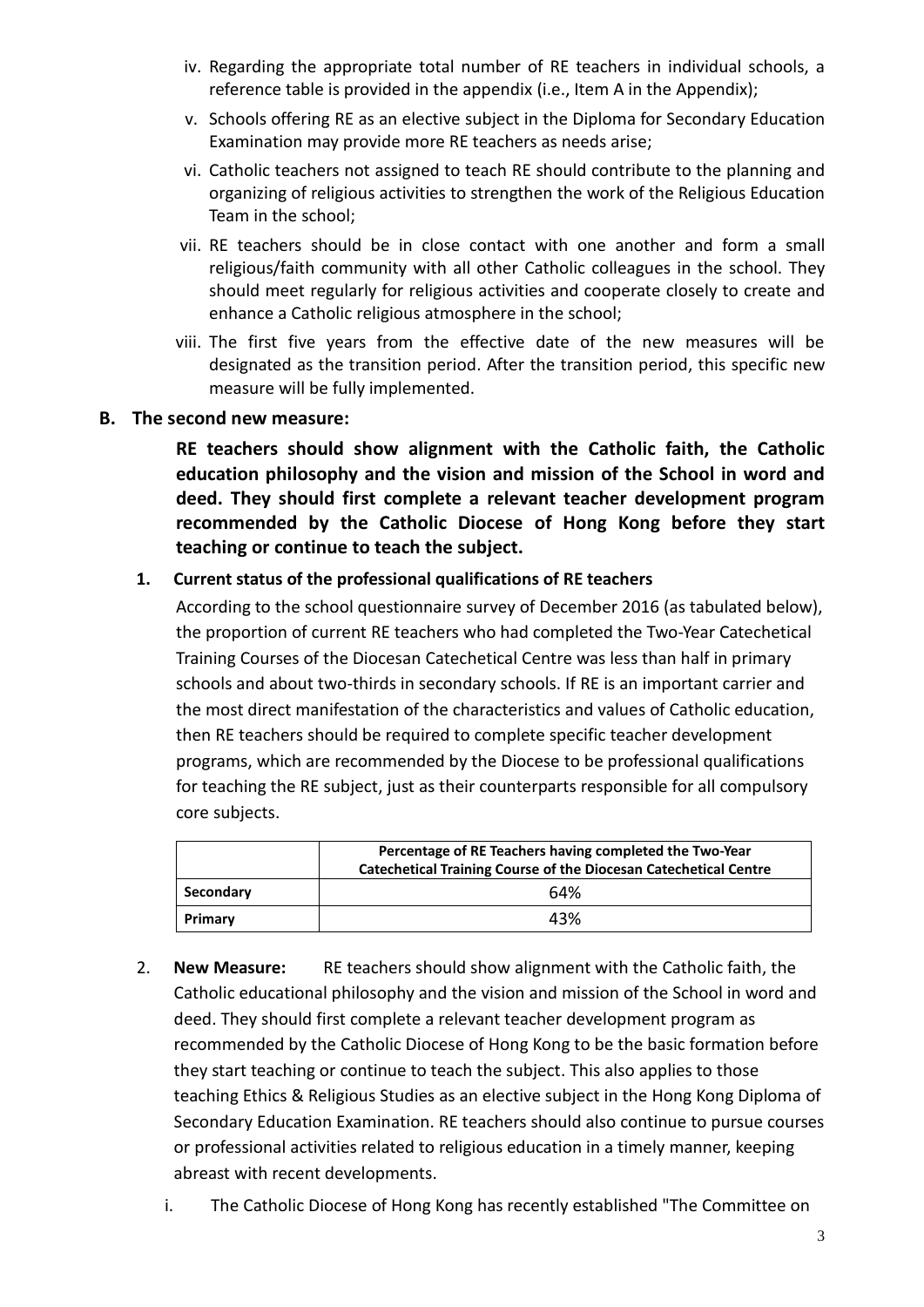iv. Regarding the appropriate total number of RE teachers in individual schools, a reference table is provided in the appendix (i.e., Item A in the Appendix);

v. Schools offering RE as an elective subject in the Diploma for Secondary Education Examination may provide more RE teachers as needs arise;

vi. Catholic teachers not assigned to teach RE should contribute to the planning and organizing of religious activities to strengthen the work of the Religious Education Team in the school;

vii. RE teachers should be in close contact with one another and form a small religious/faith community with all other Catholic colleagues in the school. They should meet regularly for religious activities and cooperate closely to create and enhance a Catholic religious atmosphere in the school;

viii. The first five years from the effective date of the new measures will be designated as the transition period. After the transition period, this specific new measure will be fully implemented.

**B. The second new measure:**

**RE teachers should show alignment with the Catholic faith, the Catholic education philosophy and the vision and mission of the School in word and deed. They should first complete a relevant teacher development program recommended by the Catholic Diocese of Hong Kong before they start teaching or continue to teach the subject.**

**1. Current status of the professional qualifications of RE teachers**

According to the school questionnaire survey of December 2016 (as tabulated below), the proportion of current RE teachers who had completed the Two-Year Catechetical Training Courses of the Diocesan Catechetical Centre was less than half in primary schools and about two-thirds in secondary schools. If RE is an important carrier and the most direct manifestation of the characteristics and values of Catholic education, then RE teachers should be required to complete specific teacher development programs, which are recommended by the Diocese to be professional qualifications for teaching the RE subject, just as their counterparts responsible for all compulsory core subjects.

| | **Percentage of RE Teachers having completed the Two-Year Catechetical Training Course of the Diocesan Catechetical Centre** |
|---|---|
| **Secondary** | 64% |
| **Primary** | 43% |

2. **New Measure:** RE teachers should show alignment with the Catholic faith, the Catholic educational philosophy and the vision and mission of the School in word and deed. They should first complete a relevant teacher development program as recommended by the Catholic Diocese of Hong Kong to be the basic formation before they start teaching or continue to teach the subject. This also applies to those teaching Ethics & Religious Studies as an elective subject in the Hong Kong Diploma of Secondary Education Examination. RE teachers should also continue to pursue courses or professional activities related to religious education in a timely manner, keeping abreast with recent developments.

i. The Catholic Diocese of Hong Kong has recently established "The Committee on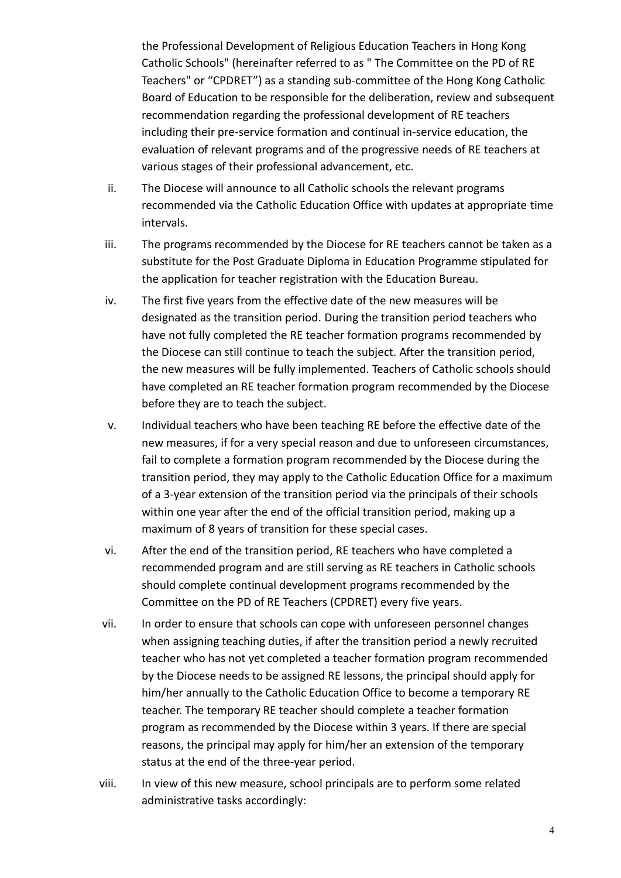the Professional Development of Religious Education Teachers in Hong Kong Catholic Schools" (hereinafter referred to as " The Committee on the PD of RE Teachers" or "CPDRET") as a standing sub-committee of the Hong Kong Catholic Board of Education to be responsible for the deliberation, review and subsequent recommendation regarding the professional development of RE teachers including their pre-service formation and continual in-service education, the evaluation of relevant programs and of the progressive needs of RE teachers at various stages of their professional advancement, etc.

ii. The Diocese will announce to all Catholic schools the relevant programs recommended via the Catholic Education Office with updates at appropriate time intervals.

iii. The programs recommended by the Diocese for RE teachers cannot be taken as a substitute for the Post Graduate Diploma in Education Programme stipulated for the application for teacher registration with the Education Bureau.

iv. The first five years from the effective date of the new measures will be designated as the transition period. During the transition period teachers who have not fully completed the RE teacher formation programs recommended by the Diocese can still continue to teach the subject. After the transition period, the new measures will be fully implemented. Teachers of Catholic schools should have completed an RE teacher formation program recommended by the Diocese before they are to teach the subject.

v. Individual teachers who have been teaching RE before the effective date of the new measures, if for a very special reason and due to unforeseen circumstances, fail to complete a formation program recommended by the Diocese during the transition period, they may apply to the Catholic Education Office for a maximum of a 3-year extension of the transition period via the principals of their schools within one year after the end of the official transition period, making up a maximum of 8 years of transition for these special cases.

vi. After the end of the transition period, RE teachers who have completed a recommended program and are still serving as RE teachers in Catholic schools should complete continual development programs recommended by the Committee on the PD of RE Teachers (CPDRET) every five years.

vii. In order to ensure that schools can cope with unforeseen personnel changes when assigning teaching duties, if after the transition period a newly recruited teacher who has not yet completed a teacher formation program recommended by the Diocese needs to be assigned RE lessons, the principal should apply for him/her annually to the Catholic Education Office to become a temporary RE teacher. The temporary RE teacher should complete a teacher formation program as recommended by the Diocese within 3 years. If there are special reasons, the principal may apply for him/her an extension of the temporary status at the end of the three-year period.

viii. In view of this new measure, school principals are to perform some related administrative tasks accordingly: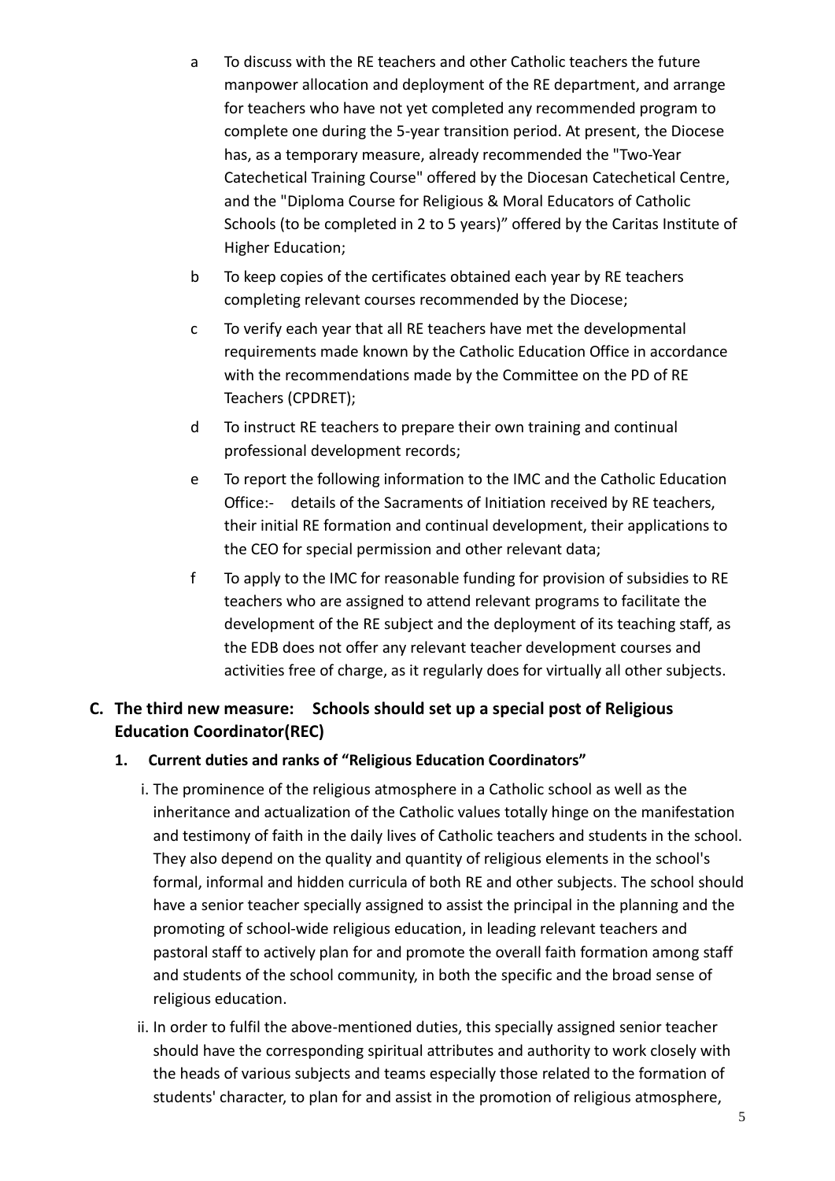a. To discuss with the RE teachers and other Catholic teachers the future manpower allocation and deployment of the RE department, and arrange for teachers who have not yet completed any recommended program to complete one during the 5-year transition period. At present, the Diocese has, as a temporary measure, already recommended the "Two-Year Catechetical Training Course" offered by the Diocesan Catechetical Centre, and the "Diploma Course for Religious & Moral Educators of Catholic Schools (to be completed in 2 to 5 years)" offered by the Caritas Institute of Higher Education;

b. To keep copies of the certificates obtained each year by RE teachers completing relevant courses recommended by the Diocese;

c. To verify each year that all RE teachers have met the developmental requirements made known by the Catholic Education Office in accordance with the recommendations made by the Committee on the PD of RE Teachers (CPDRET);

d. To instruct RE teachers to prepare their own training and continual professional development records;

e. To report the following information to the IMC and the Catholic Education Office:- details of the Sacraments of Initiation received by RE teachers, their initial RE formation and continual development, their applications to the CEO for special permission and other relevant data;

f. To apply to the IMC for reasonable funding for provision of subsidies to RE teachers who are assigned to attend relevant programs to facilitate the development of the RE subject and the deployment of its teaching staff, as the EDB does not offer any relevant teacher development courses and activities free of charge, as it regularly does for virtually all other subjects.

## C. The third new measure: Schools should set up a special post of Religious Education Coordinator(REC)

### 1. Current duties and ranks of "Religious Education Coordinators"

i. The prominence of the religious atmosphere in a Catholic school as well as the inheritance and actualization of the Catholic values totally hinge on the manifestation and testimony of faith in the daily lives of Catholic teachers and students in the school. They also depend on the quality and quantity of religious elements in the school's formal, informal and hidden curricula of both RE and other subjects. The school should have a senior teacher specially assigned to assist the principal in the planning and the promoting of school-wide religious education, in leading relevant teachers and pastoral staff to actively plan for and promote the overall faith formation among staff and students of the school community, in both the specific and the broad sense of religious education.

ii. In order to fulfil the above-mentioned duties, this specially assigned senior teacher should have the corresponding spiritual attributes and authority to work closely with the heads of various subjects and teams especially those related to the formation of students' character, to plan for and assist in the promotion of religious atmosphere,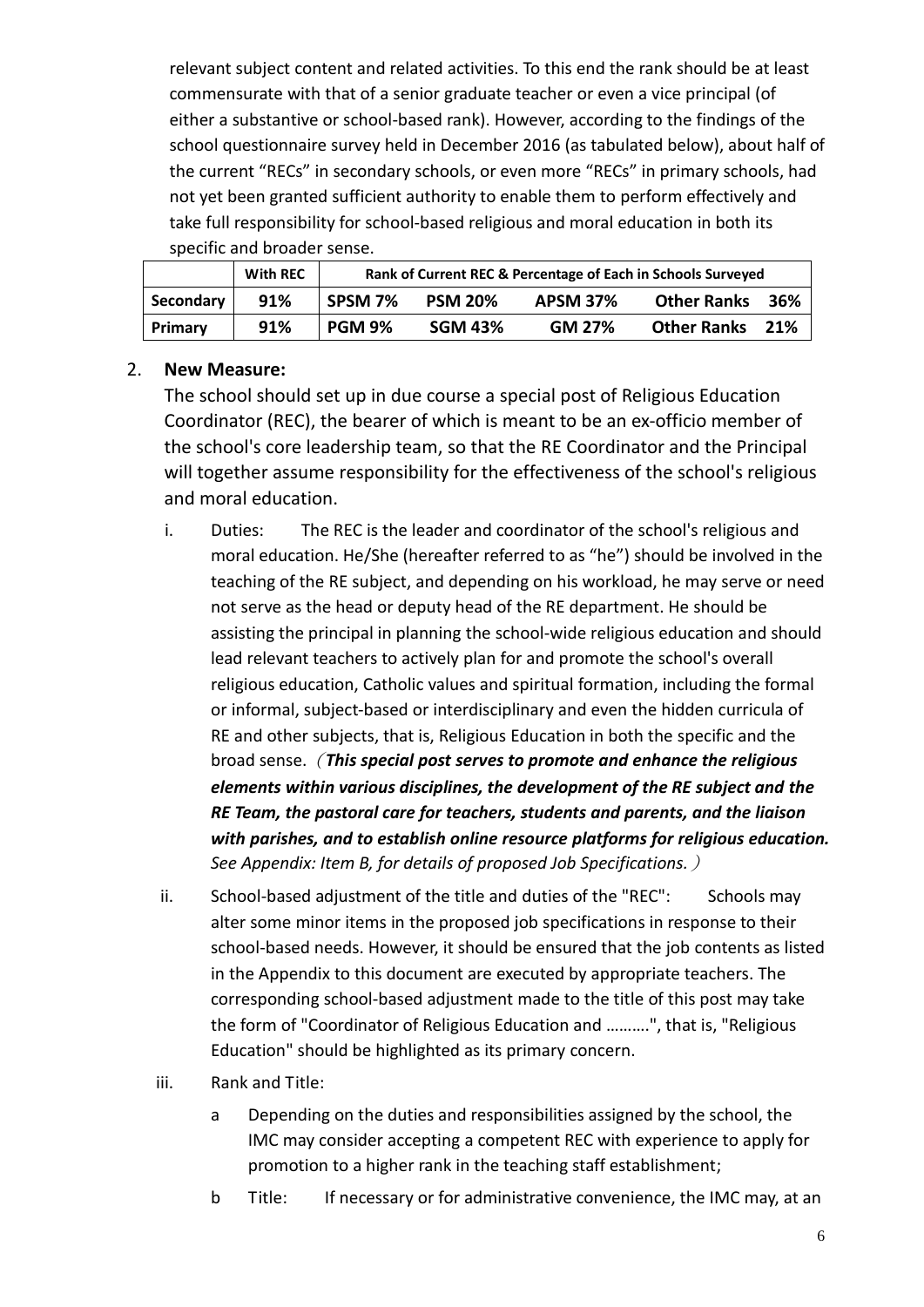relevant subject content and related activities. To this end the rank should be at least commensurate with that of a senior graduate teacher or even a vice principal (of either a substantive or school-based rank). However, according to the findings of the school questionnaire survey held in December 2016 (as tabulated below), about half of the current "RECs" in secondary schools, or even more "RECs" in primary schools, had not yet been granted sufficient authority to enable them to perform effectively and take full responsibility for school-based religious and moral education in both its specific and broader sense.

| | **With REC** | **Rank of Current REC & Percentage of Each in Schools Surveyed** | | | |
|---|---|---|---|---|---|
| **Secondary** | **91%** | **SPSM 7%** | **PSM 20%** | **APSM 37%** | **Other Ranks 36%** |
| **Primary** | **91%** | **PGM 9%** | **SGM 43%** | **GM 27%** | **Other Ranks 21%** |

2. **New Measure:**

   The school should set up in due course a special post of Religious Education Coordinator (REC), the bearer of which is meant to be an ex-officio member of the school's core leadership team, so that the RE Coordinator and the Principal will together assume responsibility for the effectiveness of the school's religious and moral education.

   i. Duties: The REC is the leader and coordinator of the school's religious and moral education. He/She (hereafter referred to as "he") should be involved in the teaching of the RE subject, and depending on his workload, he may serve or need not serve as the head or deputy head of the RE department. He should be assisting the principal in planning the school-wide religious education and should lead relevant teachers to actively plan for and promote the school's overall religious education, Catholic values and spiritual formation, including the formal or informal, subject-based or interdisciplinary and even the hidden curricula of RE and other subjects, that is, Religious Education in both the specific and the broad sense. (***This special post serves to promote and enhance the religious elements within various disciplines, the development of the RE subject and the RE Team, the pastoral care for teachers, students and parents, and the liaison with parishes, and to establish online resource platforms for religious education.*** *See Appendix: Item B, for details of proposed Job Specifications.*)

   ii. School-based adjustment of the title and duties of the "REC": Schools may alter some minor items in the proposed job specifications in response to their school-based needs. However, it should be ensured that the job contents as listed in the Appendix to this document are executed by appropriate teachers. The corresponding school-based adjustment made to the title of this post may take the form of "Coordinator of Religious Education and ……….", that is, "Religious Education" should be highlighted as its primary concern.

   iii. Rank and Title:

      a Depending on the duties and responsibilities assigned by the school, the IMC may consider accepting a competent REC with experience to apply for promotion to a higher rank in the teaching staff establishment;

      b Title: If necessary or for administrative convenience, the IMC may, at an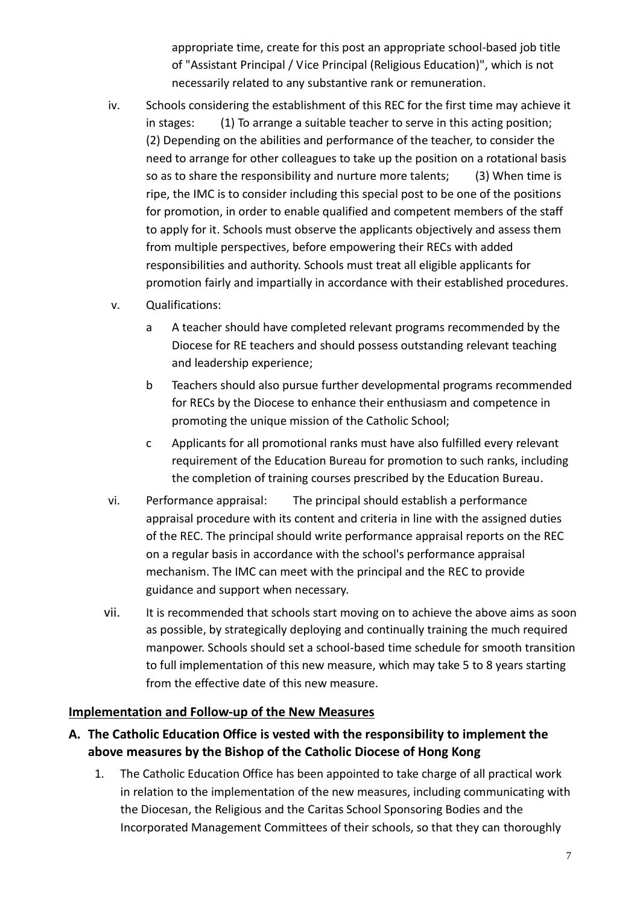appropriate time, create for this post an appropriate school-based job title of "Assistant Principal / Vice Principal (Religious Education)", which is not necessarily related to any substantive rank or remuneration.

iv. Schools considering the establishment of this REC for the first time may achieve it in stages: (1) To arrange a suitable teacher to serve in this acting position; (2) Depending on the abilities and performance of the teacher, to consider the need to arrange for other colleagues to take up the position on a rotational basis so as to share the responsibility and nurture more talents; (3) When time is ripe, the IMC is to consider including this special post to be one of the positions for promotion, in order to enable qualified and competent members of the staff to apply for it. Schools must observe the applicants objectively and assess them from multiple perspectives, before empowering their RECs with added responsibilities and authority. Schools must treat all eligible applicants for promotion fairly and impartially in accordance with their established procedures.

v. Qualifications:

   a A teacher should have completed relevant programs recommended by the Diocese for RE teachers and should possess outstanding relevant teaching and leadership experience;

   b Teachers should also pursue further developmental programs recommended for RECs by the Diocese to enhance their enthusiasm and competence in promoting the unique mission of the Catholic School;

   c Applicants for all promotional ranks must have also fulfilled every relevant requirement of the Education Bureau for promotion to such ranks, including the completion of training courses prescribed by the Education Bureau.

vi. Performance appraisal: The principal should establish a performance appraisal procedure with its content and criteria in line with the assigned duties of the REC. The principal should write performance appraisal reports on the REC on a regular basis in accordance with the school's performance appraisal mechanism. The IMC can meet with the principal and the REC to provide guidance and support when necessary.

vii. It is recommended that schools start moving on to achieve the above aims as soon as possible, by strategically deploying and continually training the much required manpower. Schools should set a school-based time schedule for smooth transition to full implementation of this new measure, which may take 5 to 8 years starting from the effective date of this new measure.

## Implementation and Follow-up of the New Measures

### A. The Catholic Education Office is vested with the responsibility to implement the above measures by the Bishop of the Catholic Diocese of Hong Kong

1. The Catholic Education Office has been appointed to take charge of all practical work in relation to the implementation of the new measures, including communicating with the Diocesan, the Religious and the Caritas School Sponsoring Bodies and the Incorporated Management Committees of their schools, so that they can thoroughly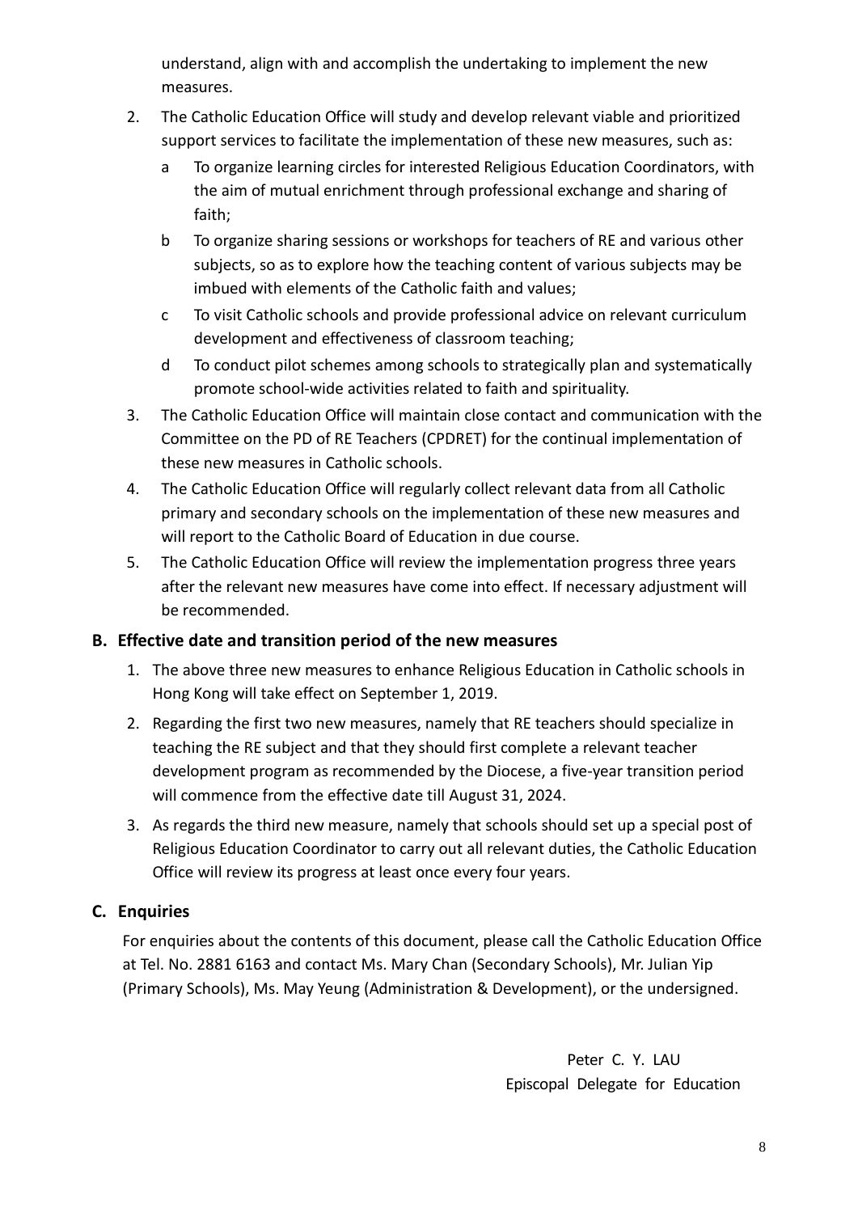understand, align with and accomplish the undertaking to implement the new measures.

2. The Catholic Education Office will study and develop relevant viable and prioritized support services to facilitate the implementation of these new measures, such as:
   a. To organize learning circles for interested Religious Education Coordinators, with the aim of mutual enrichment through professional exchange and sharing of faith;
   b. To organize sharing sessions or workshops for teachers of RE and various other subjects, so as to explore how the teaching content of various subjects may be imbued with elements of the Catholic faith and values;
   c. To visit Catholic schools and provide professional advice on relevant curriculum development and effectiveness of classroom teaching;
   d. To conduct pilot schemes among schools to strategically plan and systematically promote school-wide activities related to faith and spirituality.
3. The Catholic Education Office will maintain close contact and communication with the Committee on the PD of RE Teachers (CPDRET) for the continual implementation of these new measures in Catholic schools.
4. The Catholic Education Office will regularly collect relevant data from all Catholic primary and secondary schools on the implementation of these new measures and will report to the Catholic Board of Education in due course.
5. The Catholic Education Office will review the implementation progress three years after the relevant new measures have come into effect. If necessary adjustment will be recommended.

## B. Effective date and transition period of the new measures

1. The above three new measures to enhance Religious Education in Catholic schools in Hong Kong will take effect on September 1, 2019.
2. Regarding the first two new measures, namely that RE teachers should specialize in teaching the RE subject and that they should first complete a relevant teacher development program as recommended by the Diocese, a five-year transition period will commence from the effective date till August 31, 2024.
3. As regards the third new measure, namely that schools should set up a special post of Religious Education Coordinator to carry out all relevant duties, the Catholic Education Office will review its progress at least once every four years.

## C. Enquiries

For enquiries about the contents of this document, please call the Catholic Education Office at Tel. No. 2881 6163 and contact Ms. Mary Chan (Secondary Schools), Mr. Julian Yip (Primary Schools), Ms. May Yeung (Administration & Development), or the undersigned.

Peter C. Y. LAU
Episcopal Delegate for Education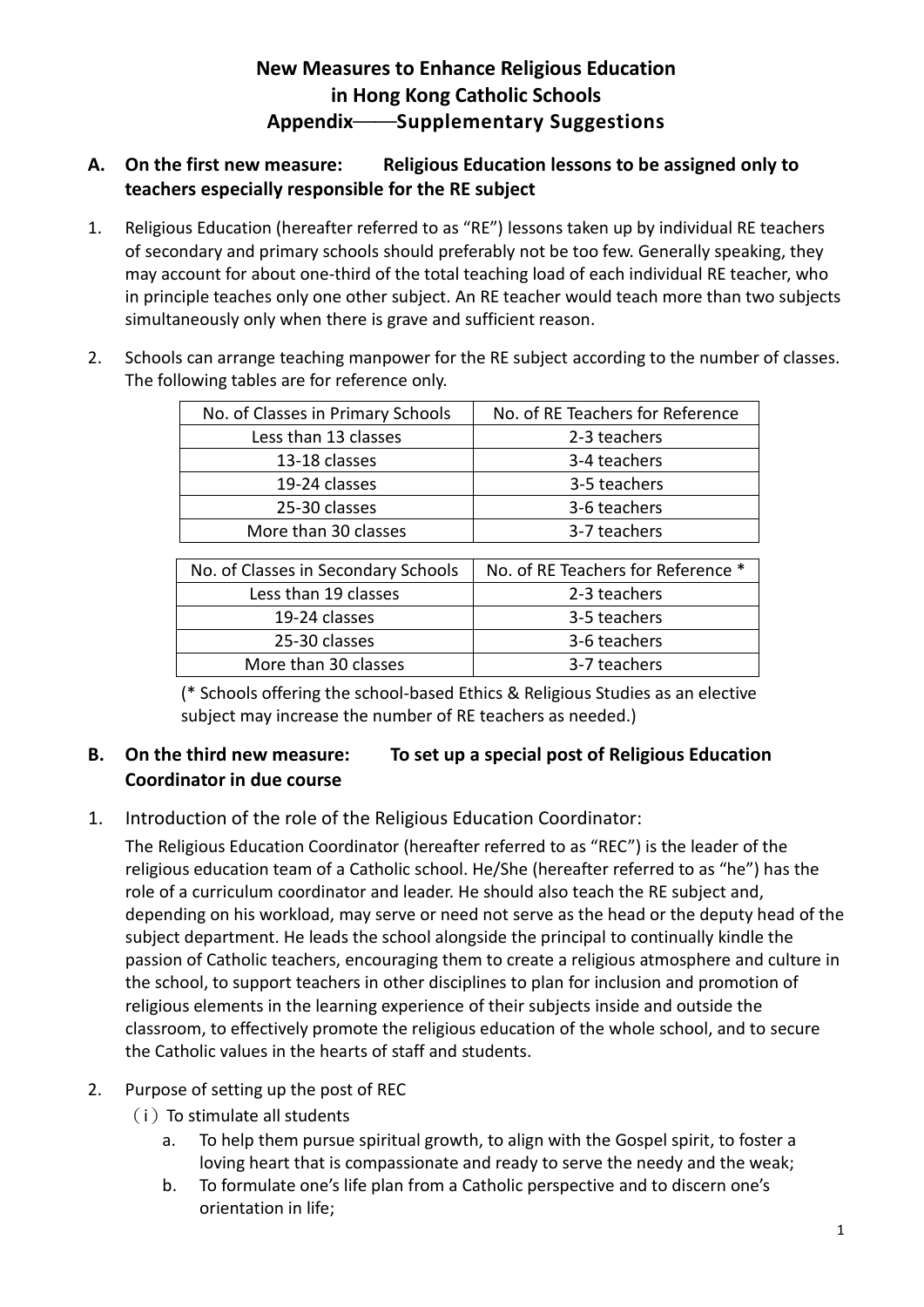# New Measures to Enhance Religious Education in Hong Kong Catholic Schools
## Appendix——Supplementary Suggestions

### A. On the first new measure: Religious Education lessons to be assigned only to teachers especially responsible for the RE subject

1. Religious Education (hereafter referred to as "RE") lessons taken up by individual RE teachers of secondary and primary schools should preferably not be too few. Generally speaking, they may account for about one-third of the total teaching load of each individual RE teacher, who in principle teaches only one other subject. An RE teacher would teach more than two subjects simultaneously only when there is grave and sufficient reason.

2. Schools can arrange teaching manpower for the RE subject according to the number of classes. The following tables are for reference only.

| No. of Classes in Primary Schools | No. of RE Teachers for Reference |
|---|---|
| Less than 13 classes | 2-3 teachers |
| 13-18 classes | 3-4 teachers |
| 19-24 classes | 3-5 teachers |
| 25-30 classes | 3-6 teachers |
| More than 30 classes | 3-7 teachers |

| No. of Classes in Secondary Schools | No. of RE Teachers for Reference * |
|---|---|
| Less than 19 classes | 2-3 teachers |
| 19-24 classes | 3-5 teachers |
| 25-30 classes | 3-6 teachers |
| More than 30 classes | 3-7 teachers |

(* Schools offering the school-based Ethics & Religious Studies as an elective subject may increase the number of RE teachers as needed.)

### B. On the third new measure: To set up a special post of Religious Education Coordinator in due course

1. Introduction of the role of the Religious Education Coordinator:

   The Religious Education Coordinator (hereafter referred to as "REC") is the leader of the religious education team of a Catholic school. He/She (hereafter referred to as "he") has the role of a curriculum coordinator and leader. He should also teach the RE subject and, depending on his workload, may serve or need not serve as the head or the deputy head of the subject department. He leads the school alongside the principal to continually kindle the passion of Catholic teachers, encouraging them to create a religious atmosphere and culture in the school, to support teachers in other disciplines to plan for inclusion and promotion of religious elements in the learning experience of their subjects inside and outside the classroom, to effectively promote the religious education of the whole school, and to secure the Catholic values in the hearts of staff and students.

2. Purpose of setting up the post of REC

   (i) To stimulate all students

   a. To help them pursue spiritual growth, to align with the Gospel spirit, to foster a loving heart that is compassionate and ready to serve the needy and the weak;
   b. To formulate one's life plan from a Catholic perspective and to discern one's orientation in life;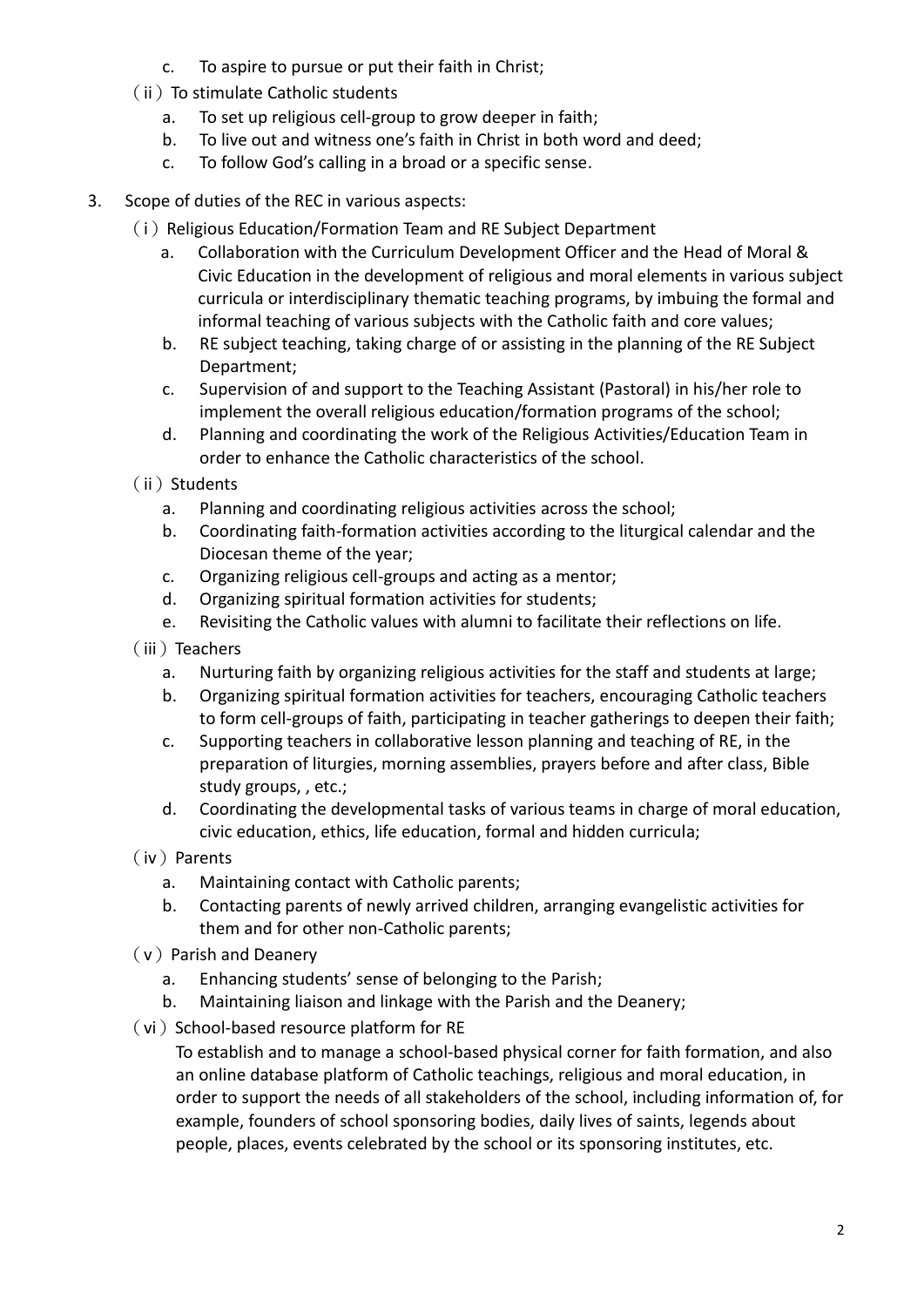c. To aspire to pursue or put their faith in Christ;

(ii) To stimulate Catholic students

a. To set up religious cell-group to grow deeper in faith;
b. To live out and witness one's faith in Christ in both word and deed;
c. To follow God's calling in a broad or a specific sense.

3. Scope of duties of the REC in various aspects:

(i) Religious Education/Formation Team and RE Subject Department

a. Collaboration with the Curriculum Development Officer and the Head of Moral & Civic Education in the development of religious and moral elements in various subject curricula or interdisciplinary thematic teaching programs, by imbuing the formal and informal teaching of various subjects with the Catholic faith and core values;
b. RE subject teaching, taking charge of or assisting in the planning of the RE Subject Department;
c. Supervision of and support to the Teaching Assistant (Pastoral) in his/her role to implement the overall religious education/formation programs of the school;
d. Planning and coordinating the work of the Religious Activities/Education Team in order to enhance the Catholic characteristics of the school.

(ii) Students

a. Planning and coordinating religious activities across the school;
b. Coordinating faith-formation activities according to the liturgical calendar and the Diocesan theme of the year;
c. Organizing religious cell-groups and acting as a mentor;
d. Organizing spiritual formation activities for students;
e. Revisiting the Catholic values with alumni to facilitate their reflections on life.

(iii) Teachers

a. Nurturing faith by organizing religious activities for the staff and students at large;
b. Organizing spiritual formation activities for teachers, encouraging Catholic teachers to form cell-groups of faith, participating in teacher gatherings to deepen their faith;
c. Supporting teachers in collaborative lesson planning and teaching of RE, in the preparation of liturgies, morning assemblies, prayers before and after class, Bible study groups, , etc.;
d. Coordinating the developmental tasks of various teams in charge of moral education, civic education, ethics, life education, formal and hidden curricula;

(iv) Parents

a. Maintaining contact with Catholic parents;
b. Contacting parents of newly arrived children, arranging evangelistic activities for them and for other non-Catholic parents;

(v) Parish and Deanery

a. Enhancing students' sense of belonging to the Parish;
b. Maintaining liaison and linkage with the Parish and the Deanery;

(vi) School-based resource platform for RE

To establish and to manage a school-based physical corner for faith formation, and also an online database platform of Catholic teachings, religious and moral education, in order to support the needs of all stakeholders of the school, including information of, for example, founders of school sponsoring bodies, daily lives of saints, legends about people, places, events celebrated by the school or its sponsoring institutes, etc.